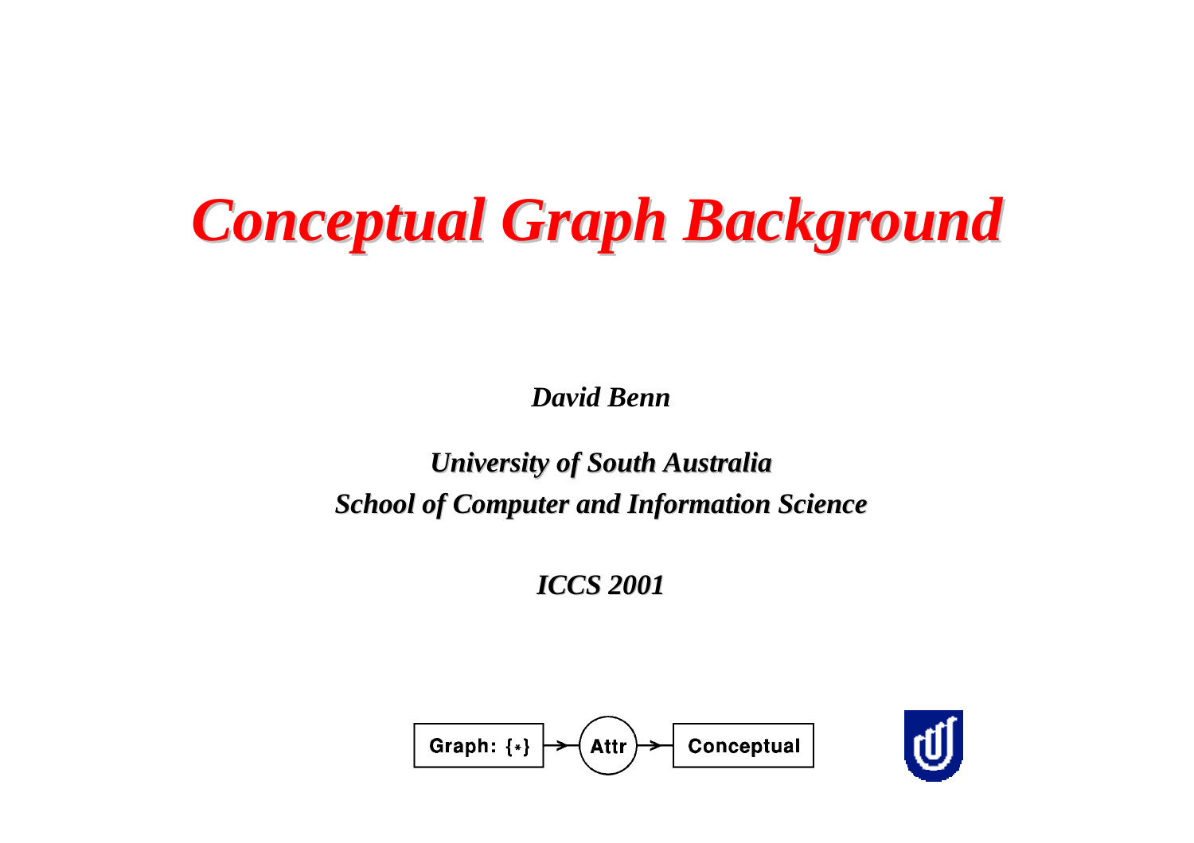# *Conceptual Graph Background*

***David Benn***

***University of South Australia***
***School of Computer and Information Science***

***ICCS 2001***

Graph: {*} → (Attr) → Conceptual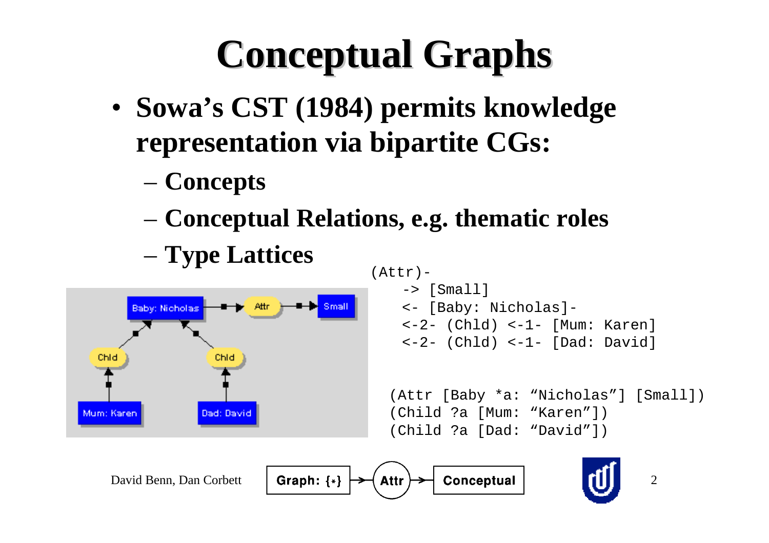# Conceptual Graphs

- **Sowa's CST (1984) permits knowledge representation via bipartite CGs:**
  - **Concepts**
  - **Conceptual Relations, e.g. thematic roles**
  - **Type Lattices**

```
(Attr)-
   -> [Small]
   <- [Baby: Nicholas]-
   <-2- (Chld) <-1- [Mum: Karen]
   <-2- (Chld) <-1- [Dad: David]
```

```
(Attr [Baby *a: "Nicholas"] [Small])
(Child ?a [Mum: "Karen"])
(Child ?a [Dad: "David"])
```

David Benn, Dan Corbett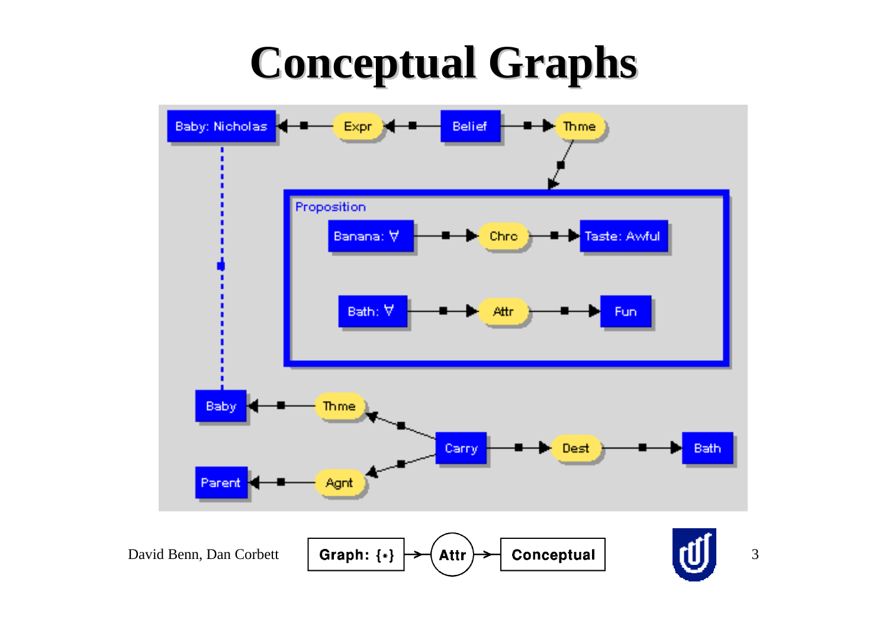# Conceptual Graphs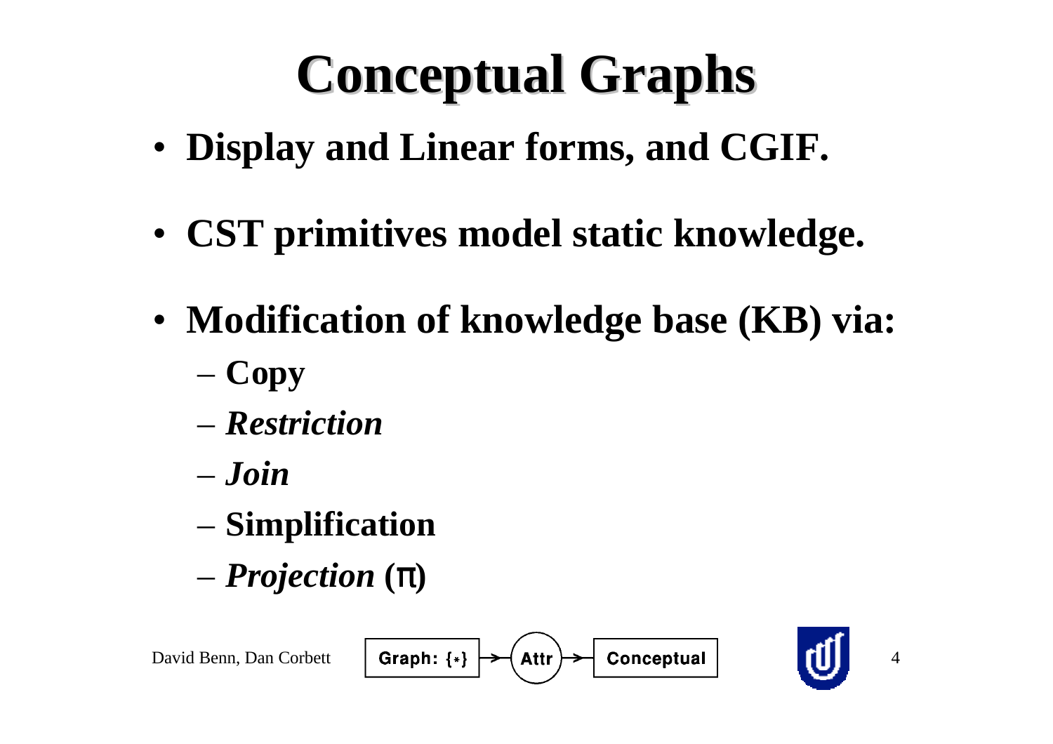# Conceptual Graphs

- **Display and Linear forms, and CGIF.**
- **CST primitives model static knowledge.**
- **Modification of knowledge base (KB) via:**
  - **Copy**
  - ***Restriction***
  - ***Join***
  - **Simplification**
  - ***Projection*** **(π)**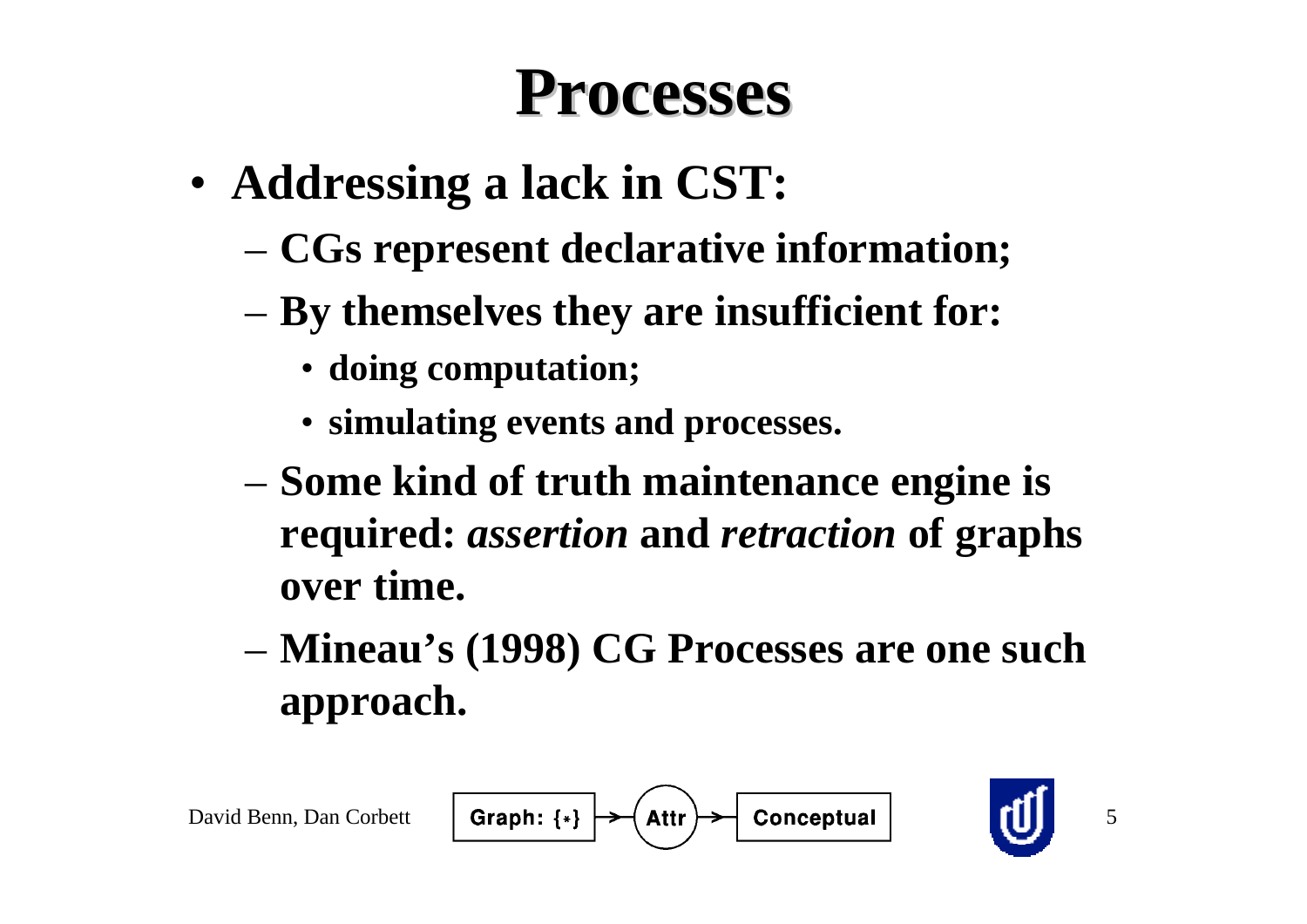# Processes

- **Addressing a lack in CST:**
  - **CGs represent declarative information;**
  - **By themselves they are insufficient for:**
    - **doing computation;**
    - **simulating events and processes.**
  - **Some kind of truth maintenance engine is required: *assertion* and *retraction* of graphs over time.**
  - **Mineau's (1998) CG Processes are one such approach.**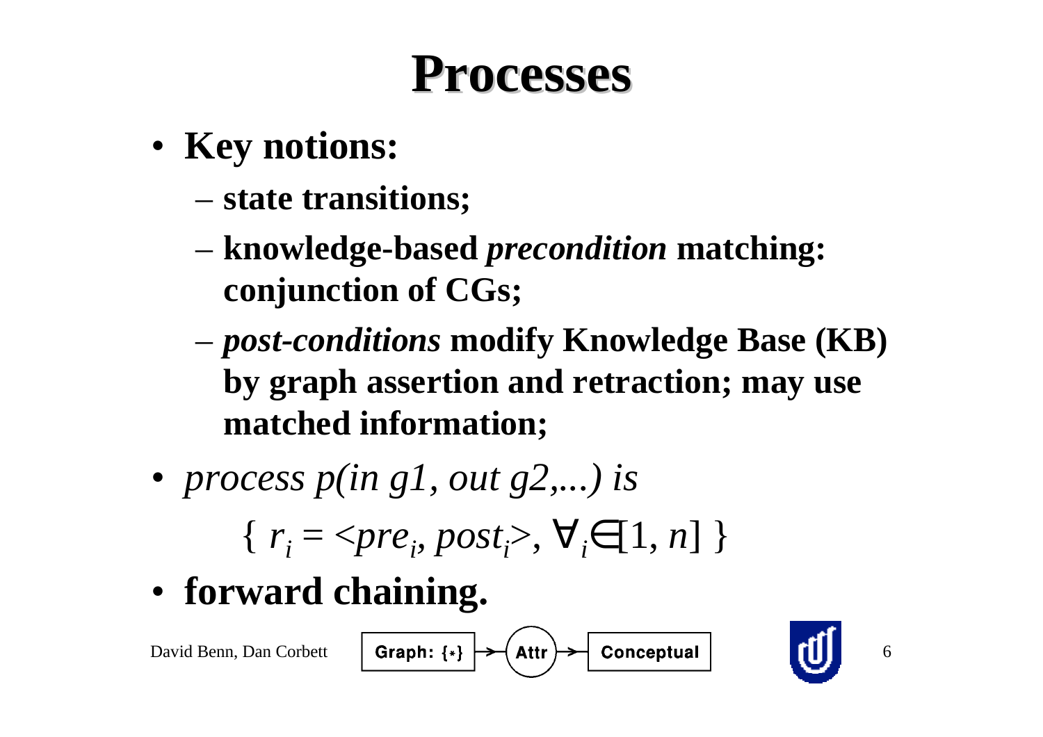# Processes

- **Key notions:**
  - **state transitions;**
  - **knowledge-based *precondition* matching: conjunction of CGs;**
  - ***post-conditions* modify Knowledge Base (KB) by graph assertion and retraction; may use matched information;**
- *process p(in g1, out g2,...) is*

$$\{ r_i = <pre_i, post_i>, \forall_i \in [1, n] \}$$

- **forward chaining.**

David Benn, Dan Corbett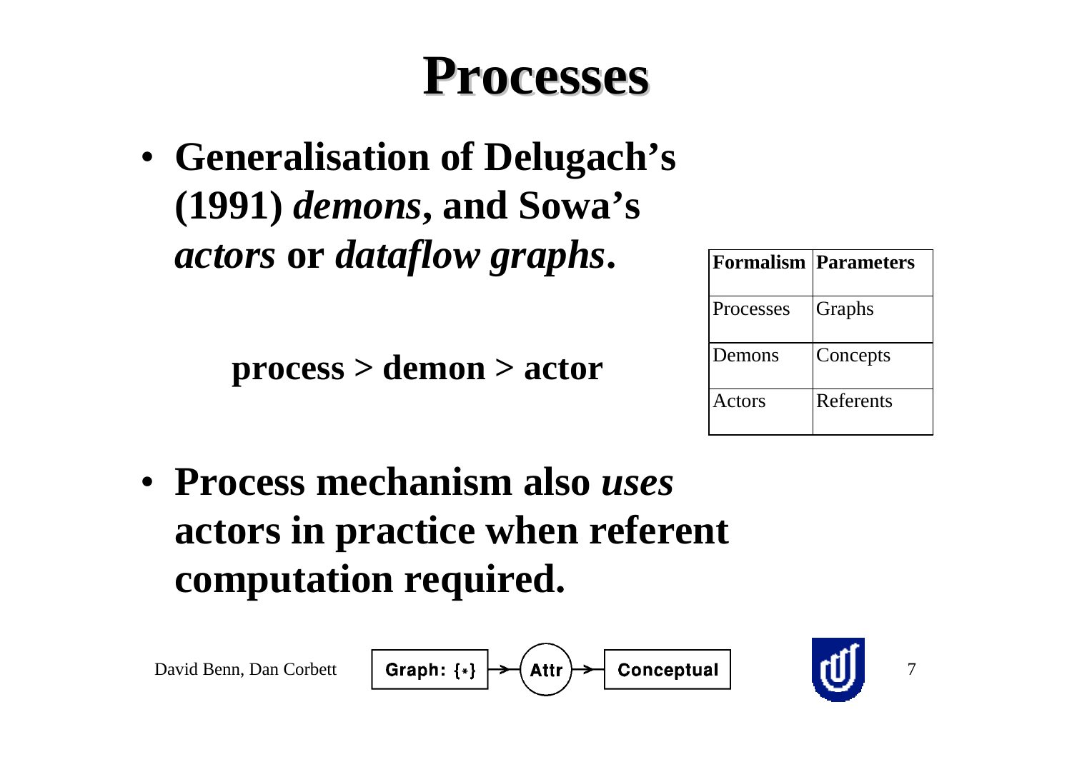# Processes

- **Generalisation of Delugach's (1991) *demons*, and Sowa's *actors* or *dataflow graphs*.**

**process > demon > actor**

| Formalism | Parameters |
|---|---|
| Processes | Graphs |
| Demons | Concepts |
| Actors | Referents |

- **Process mechanism also *uses* actors in practice when referent computation required.**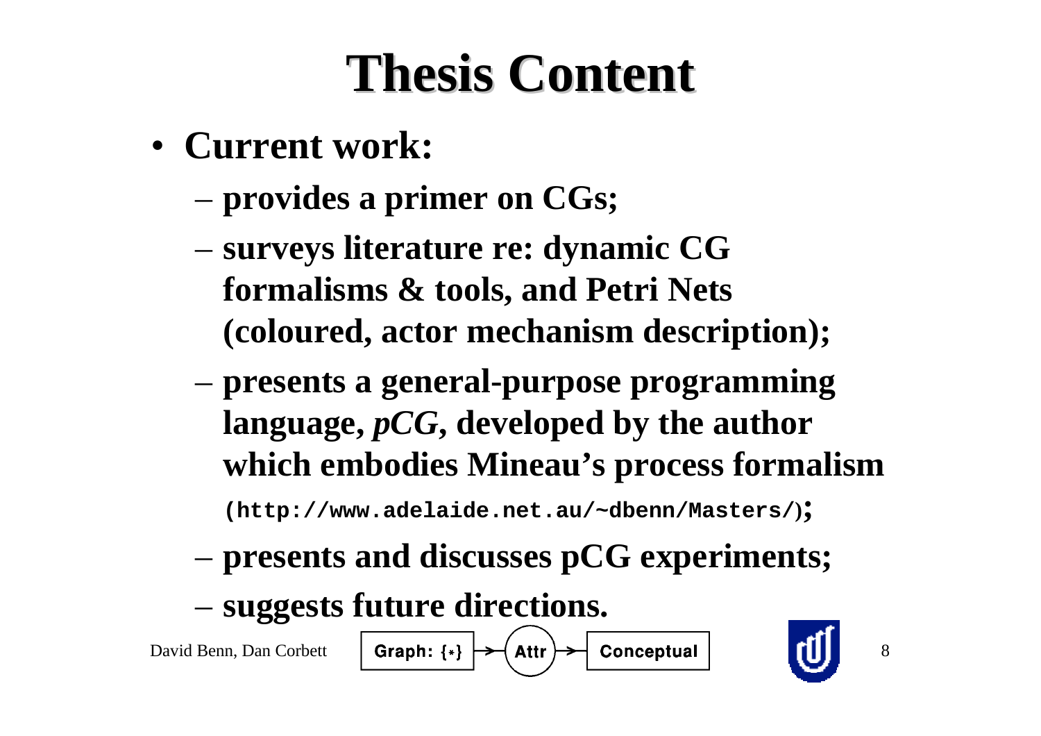# Thesis Content

- **Current work:**
  - **provides a primer on CGs;**
  - **surveys literature re: dynamic CG formalisms & tools, and Petri Nets (coloured, actor mechanism description);**
  - **presents a general-purpose programming language, *pCG*, developed by the author which embodies Mineau's process formalism** `(http://www.adelaide.net.au/~dbenn/Masters/)`**;**
  - **presents and discusses pCG experiments;**
  - **suggests future directions.**

David Benn, Dan Corbett

Graph: {*} → (Attr) → Conceptual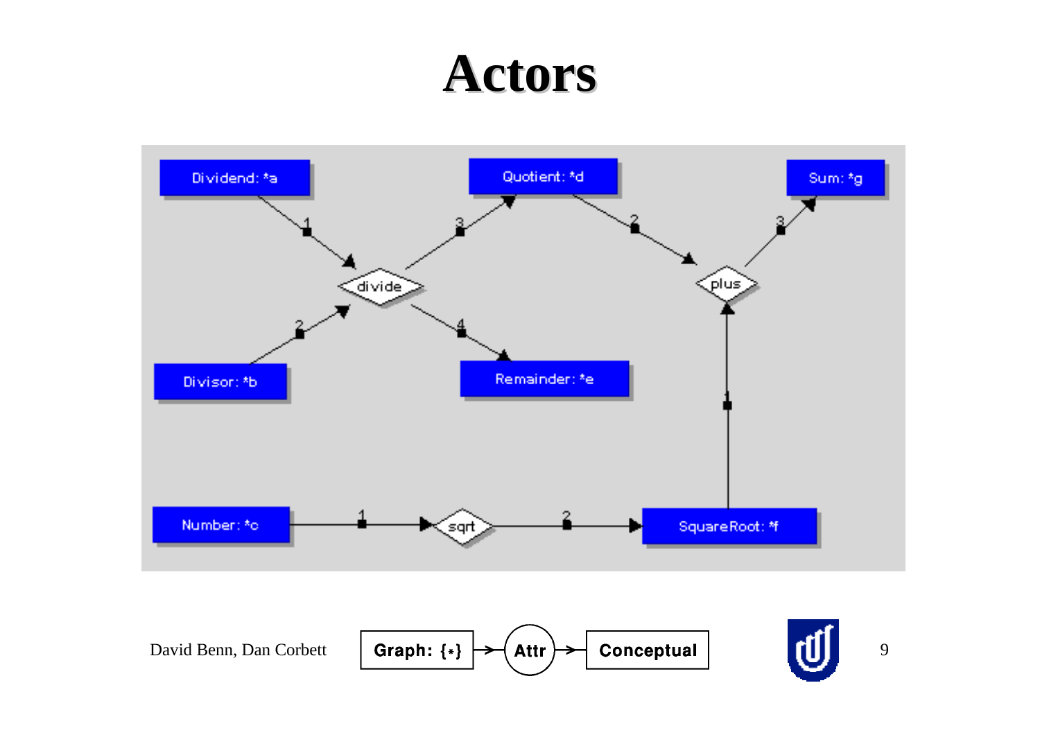# Actors

Dividend: *a

Quotient: *d

Sum: *g

divide

plus

Divisor: *b

Remainder: *e

Number: *c

sqrt

SquareRoot: *f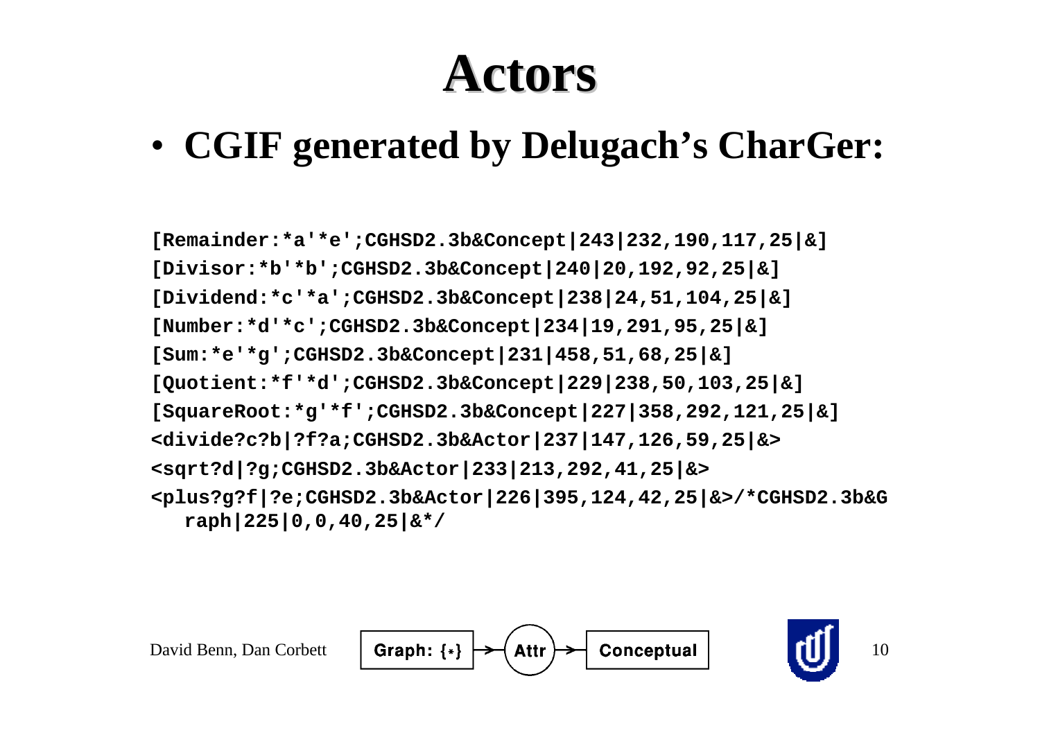# Actors

- **CGIF generated by Delugach's CharGer:**

```
[Remainder:*a'*e';CGHSD2.3b&Concept|243|232,190,117,25|&]
[Divisor:*b'*b';CGHSD2.3b&Concept|240|20,192,92,25|&]
[Dividend:*c'*a';CGHSD2.3b&Concept|238|24,51,104,25|&]
[Number:*d'*c';CGHSD2.3b&Concept|234|19,291,95,25|&]
[Sum:*e'*g';CGHSD2.3b&Concept|231|458,51,68,25|&]
[Quotient:*f'*d';CGHSD2.3b&Concept|229|238,50,103,25|&]
[SquareRoot:*g'*f';CGHSD2.3b&Concept|227|358,292,121,25|&]
<divide?c?b|?f?a;CGHSD2.3b&Actor|237|147,126,59,25|&>
<sqrt?d|?g;CGHSD2.3b&Actor|233|213,292,41,25|&>
<plus?g?f|?e;CGHSD2.3b&Actor|226|395,124,42,25|&>/*CGHSD2.3b&G
  raph|225|0,0,40,25|&*/
```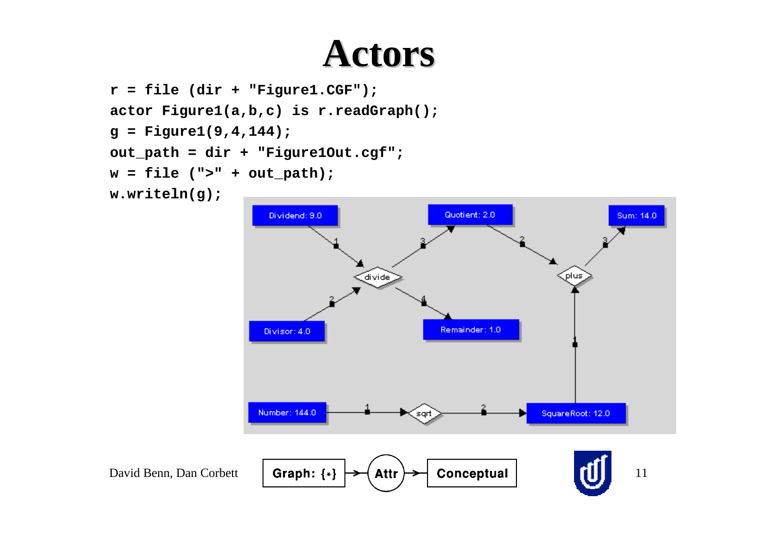# Actors

```
r = file (dir + "Figure1.CGF");
actor Figure1(a,b,c) is r.readGraph();
g = Figure1(9,4,144);
out_path = dir + "Figure1Out.cgf";
w = file (">" + out_path);
w.writeln(g);
```

Dividend: 9.0

Quotient: 2.0

Sum: 14.0

divide

plus

Divisor: 4.0

Remainder: 1.0

Number: 144.0

sqrt

SquareRoot: 12.0

David Benn, Dan Corbett

Graph: {*} → Attr → Conceptual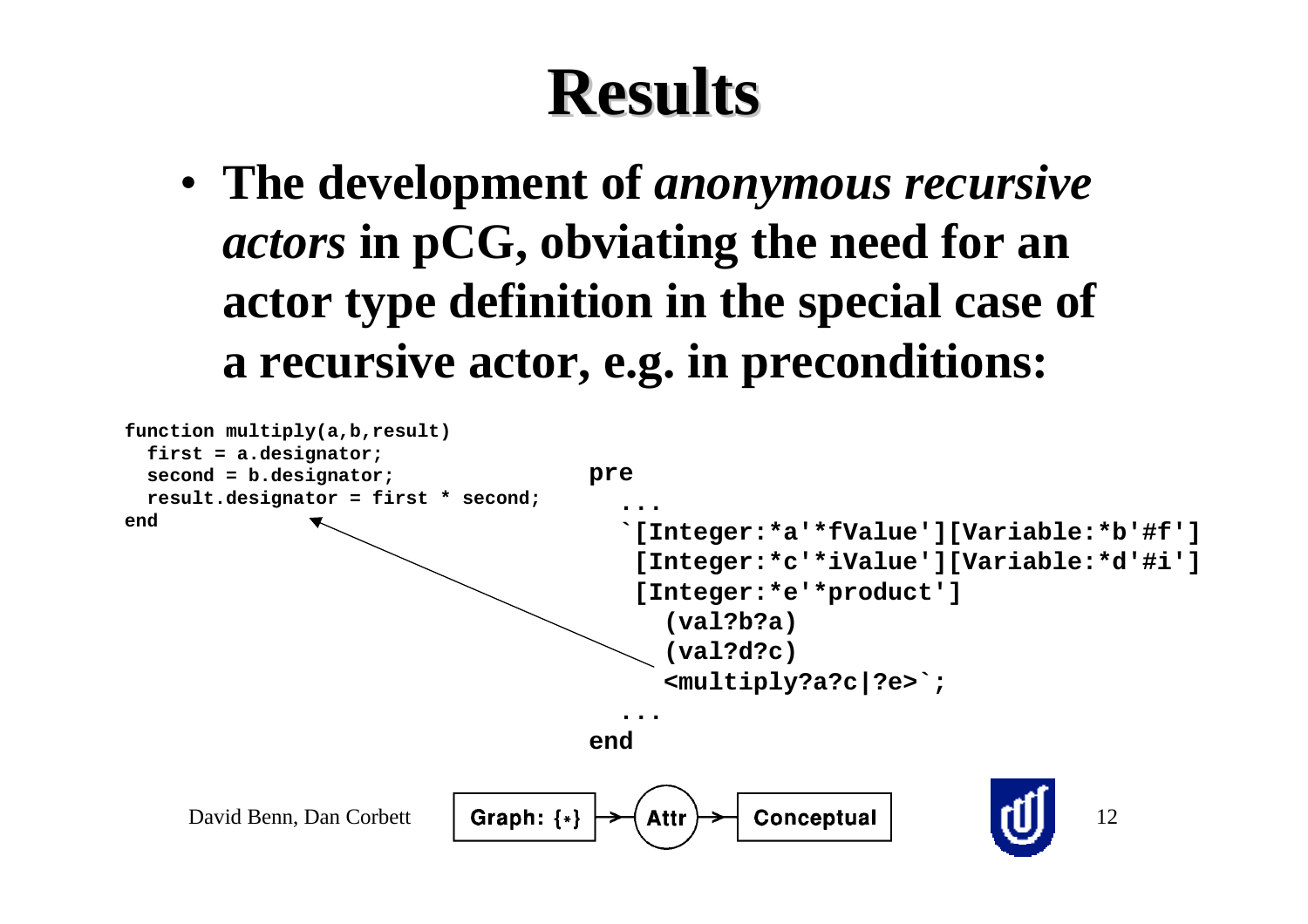# Results

- **The development of *anonymous recursive actors* in pCG, obviating the need for an actor type definition in the special case of a recursive actor, e.g. in preconditions:**

```
function multiply(a,b,result)
  first = a.designator;
  second = b.designator;
  result.designator = first * second;
end
```

```
pre
  ...
  `[Integer:*a'*fValue'][Variable:*b'#f']
   [Integer:*c'*iValue'][Variable:*d'#i']
   [Integer:*e'*product']
     (val?b?a)
     (val?d?c)
     <multiply?a?c|?e>`;
  ...
end
```

David Benn, Dan Corbett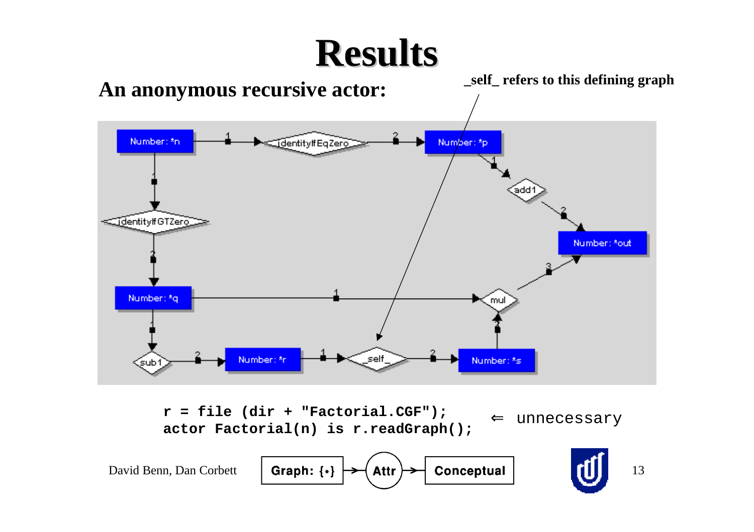# Results

## An anonymous recursive actor:

**_self_ refers to this defining graph**

Number: *n

identityIfEqZero

Number: *p

add1

Number: *out

identityIfGTZero

Number: *q

mul

sub1

Number: *r

_self_

Number: *s

```
r = file (dir + "Factorial.CGF");
actor Factorial(n) is r.readGraph();
```

⇐ unnecessary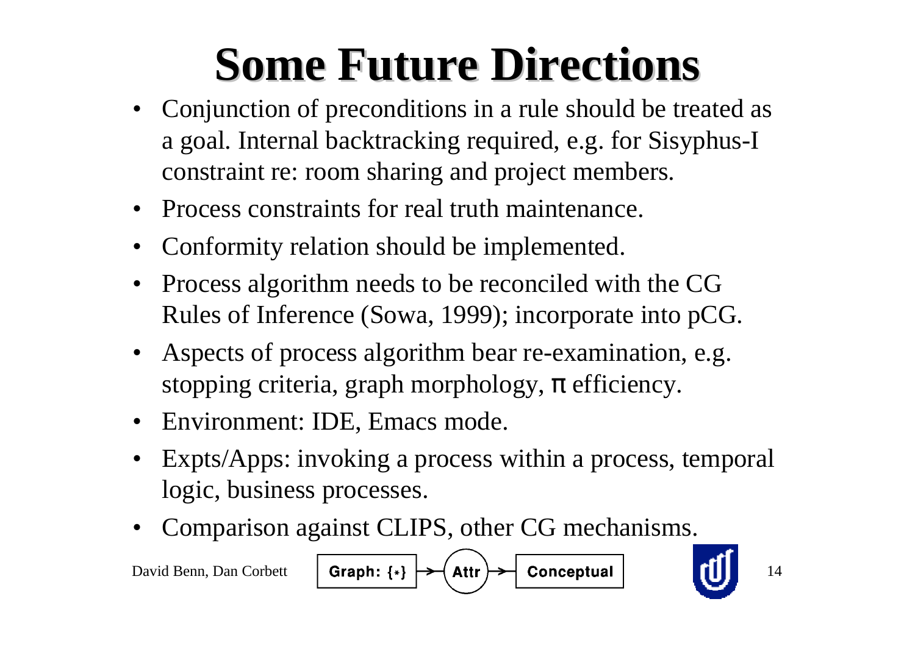# Some Future Directions

- Conjunction of preconditions in a rule should be treated as a goal. Internal backtracking required, e.g. for Sisyphus-I constraint re: room sharing and project members.
- Process constraints for real truth maintenance.
- Conformity relation should be implemented.
- Process algorithm needs to be reconciled with the CG Rules of Inference (Sowa, 1999); incorporate into pCG.
- Aspects of process algorithm bear re-examination, e.g. stopping criteria, graph morphology, $\pi$ efficiency.
- Environment: IDE, Emacs mode.
- Expts/Apps: invoking a process within a process, temporal logic, business processes.
- Comparison against CLIPS, other CG mechanisms.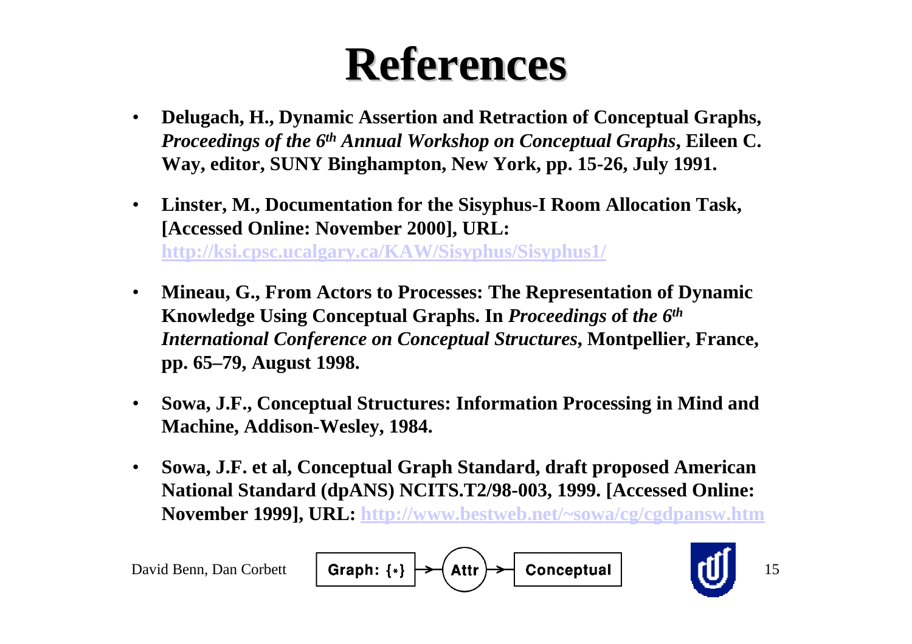# References

- **Delugach, H., Dynamic Assertion and Retraction of Conceptual Graphs,** ***Proceedings of the 6th Annual Workshop on Conceptual Graphs*****, Eileen C. Way, editor, SUNY Binghampton, New York, pp. 15-26, July 1991.**
- **Linster, M., Documentation for the Sisyphus-I Room Allocation Task, [Accessed Online: November 2000], URL:** **http://ksi.cpsc.ucalgary.ca/KAW/Sisyphus/Sisyphus1/**
- **Mineau, G., From Actors to Processes: The Representation of Dynamic Knowledge Using Conceptual Graphs. In** ***Proceedings of the 6th International Conference on Conceptual Structures*****, Montpellier, France, pp. 65–79, August 1998.**
- **Sowa, J.F., Conceptual Structures: Information Processing in Mind and Machine, Addison-Wesley, 1984.**
- **Sowa, J.F. et al, Conceptual Graph Standard, draft proposed American National Standard (dpANS) NCITS.T2/98-003, 1999. [Accessed Online: November 1999], URL: http://www.bestweb.net/~sowa/cg/cgdpansw.htm**

David Benn, Dan Corbett

Graph: {*} → (Attr) → Conceptual